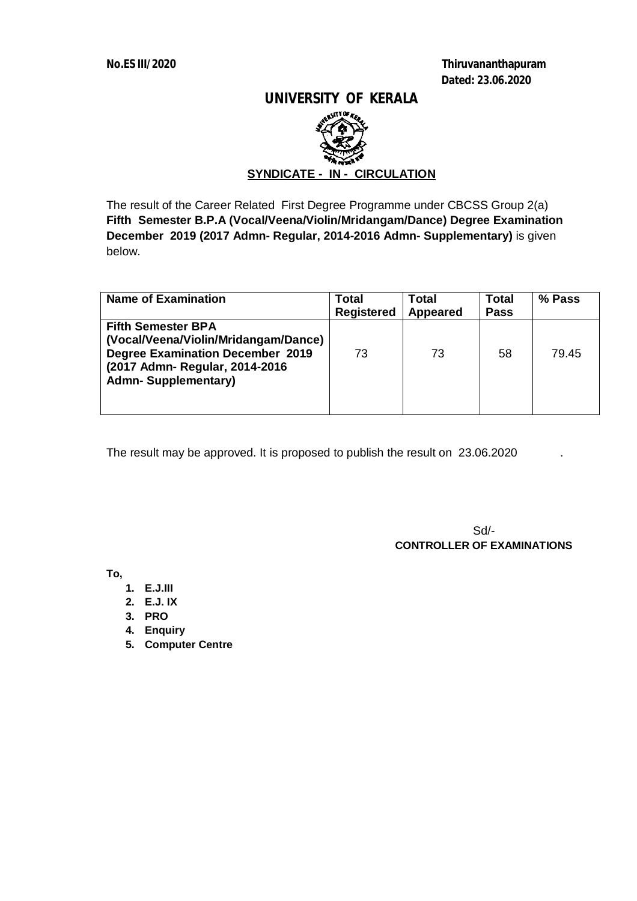**No.ES III/2020**

**Thiruvananthapuram**
**Dated: 23.06.2020**

# UNIVERSITY OF KERALA

**SYNDICATE - IN - CIRCULATION**

The result of the Career Related First Degree Programme under CBCSS Group 2(a) **Fifth Semester B.P.A (Vocal/Veena/Violin/Mridangam/Dance) Degree Examination December 2019 (2017 Admn- Regular, 2014-2016 Admn- Supplementary)** is given below.

| Name of Examination | Total Registered | Total Appeared | Total Pass | % Pass |
|---|---|---|---|---|
| **Fifth Semester BPA (Vocal/Veena/Violin/Mridangam/Dance) Degree Examination December 2019 (2017 Admn- Regular, 2014-2016 Admn- Supplementary)** | 73 | 73 | 58 | 79.45 |

The result may be approved. It is proposed to publish the result on 23.06.2020 .

Sd/-
**CONTROLLER OF EXAMINATIONS**

**To,**

1. **E.J.III**
2. **E.J. IX**
3. **PRO**
4. **Enquiry**
5. **Computer Centre**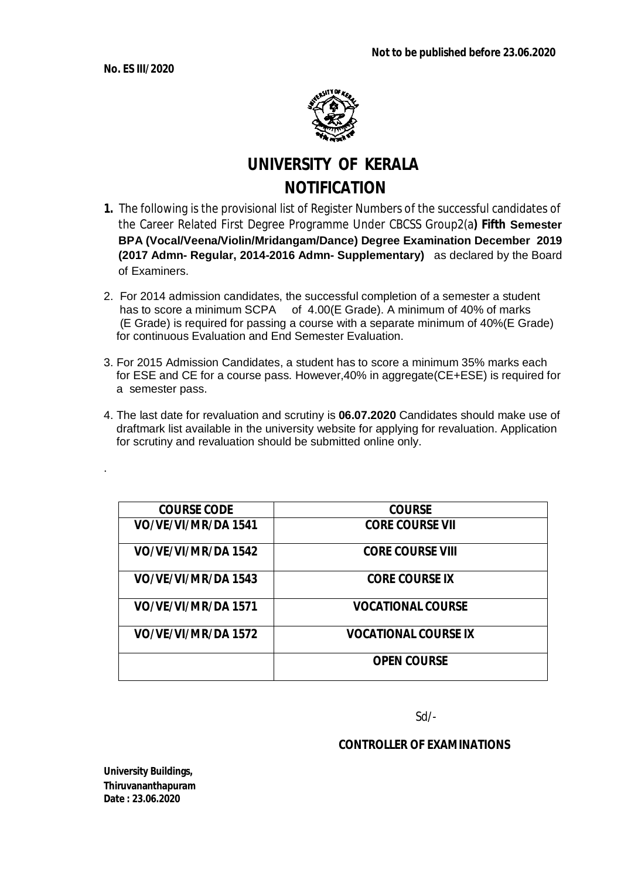**No. ES III/2020**

**Not to be published before 23.06.2020**

# UNIVERSITY OF KERALA

## NOTIFICATION

1. The following is the provisional list of Register Numbers of the successful candidates of the Career Related First Degree Programme Under CBCSS Group2(a**) Fifth Semester BPA (Vocal/Veena/Violin/Mridangam/Dance) Degree Examination December 2019 (2017 Admn- Regular, 2014-2016 Admn- Supplementary)** as declared by the Board of Examiners.

2. For 2014 admission candidates, the successful completion of a semester a student has to score a minimum SCPA of 4.00(E Grade). A minimum of 40% of marks (E Grade) is required for passing a course with a separate minimum of 40%(E Grade) for continuous Evaluation and End Semester Evaluation.

3. For 2015 Admission Candidates, a student has to score a minimum 35% marks each for ESE and CE for a course pass. However,40% in aggregate(CE+ESE) is required for a semester pass.

4. The last date for revaluation and scrutiny is **06.07.2020** Candidates should make use of draftmark list available in the university website for applying for revaluation. Application for scrutiny and revaluation should be submitted online only.

.

| COURSE CODE | COURSE |
|---|---|
| VO/VE/VI/MR/DA 1541 | CORE COURSE VII |
| VO/VE/VI/MR/DA 1542 | CORE COURSE VIII |
| VO/VE/VI/MR/DA 1543 | CORE COURSE IX |
| VO/VE/VI/MR/DA 1571 | VOCATIONAL COURSE |
| VO/VE/VI/MR/DA 1572 | VOCATIONAL COURSE IX |
| | OPEN COURSE |

Sd/-

**CONTROLLER OF EXAMINATIONS**

**University Buildings,**
**Thiruvananthapuram**
**Date : 23.06.2020**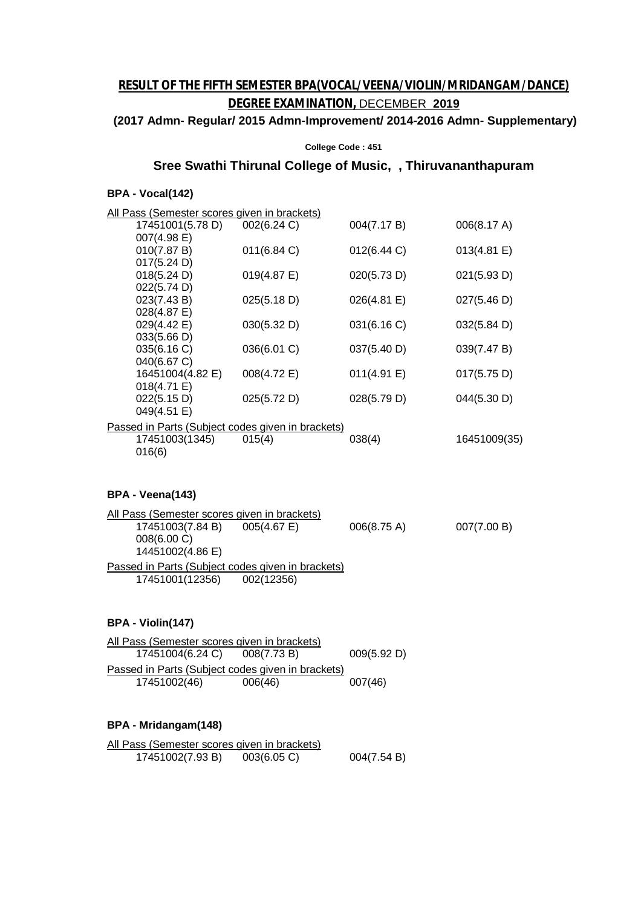# RESULT OF THE FIFTH SEMESTER BPA(VOCAL/VEENA/VIOLIN/MRIDANGAM/DANCE) DEGREE EXAMINATION, DECEMBER 2019

**(2017 Admn- Regular/ 2015 Admn-Improvement/ 2014-2016 Admn- Supplementary)**

**College Code : 451**

## Sree Swathi Thirunal College of Music, , Thiruvananthapuram

### BPA - Vocal(142)

All Pass (Semester scores given in brackets)

17451001(5.78 D) 002(6.24 C) 004(7.17 B) 006(8.17 A) 007(4.98 E)
010(7.87 B) 011(6.84 C) 012(6.44 C) 013(4.81 E) 017(5.24 D)
018(5.24 D) 019(4.87 E) 020(5.73 D) 021(5.93 D) 022(5.74 D)
023(7.43 B) 025(5.18 D) 026(4.81 E) 027(5.46 D) 028(4.87 E)
029(4.42 E) 030(5.32 D) 031(6.16 C) 032(5.84 D) 033(5.66 D)
035(6.16 C) 036(6.01 C) 037(5.40 D) 039(7.47 B) 040(6.67 C)
16451004(4.82 E) 008(4.72 E) 011(4.91 E) 017(5.75 D) 018(4.71 E)
022(5.15 D) 025(5.72 D) 028(5.79 D) 044(5.30 D) 049(4.51 E)

Passed in Parts (Subject codes given in brackets)

17451003(1345) 015(4) 038(4) 16451009(35) 016(6)

### BPA - Veena(143)

All Pass (Semester scores given in brackets)

17451003(7.84 B) 005(4.67 E) 006(8.75 A) 007(7.00 B) 008(6.00 C)
14451002(4.86 E)

Passed in Parts (Subject codes given in brackets)

17451001(12356) 002(12356)

### BPA - Violin(147)

All Pass (Semester scores given in brackets)

17451004(6.24 C) 008(7.73 B) 009(5.92 D)

Passed in Parts (Subject codes given in brackets)

17451002(46) 006(46) 007(46)

### BPA - Mridangam(148)

All Pass (Semester scores given in brackets)

17451002(7.93 B) 003(6.05 C) 004(7.54 B)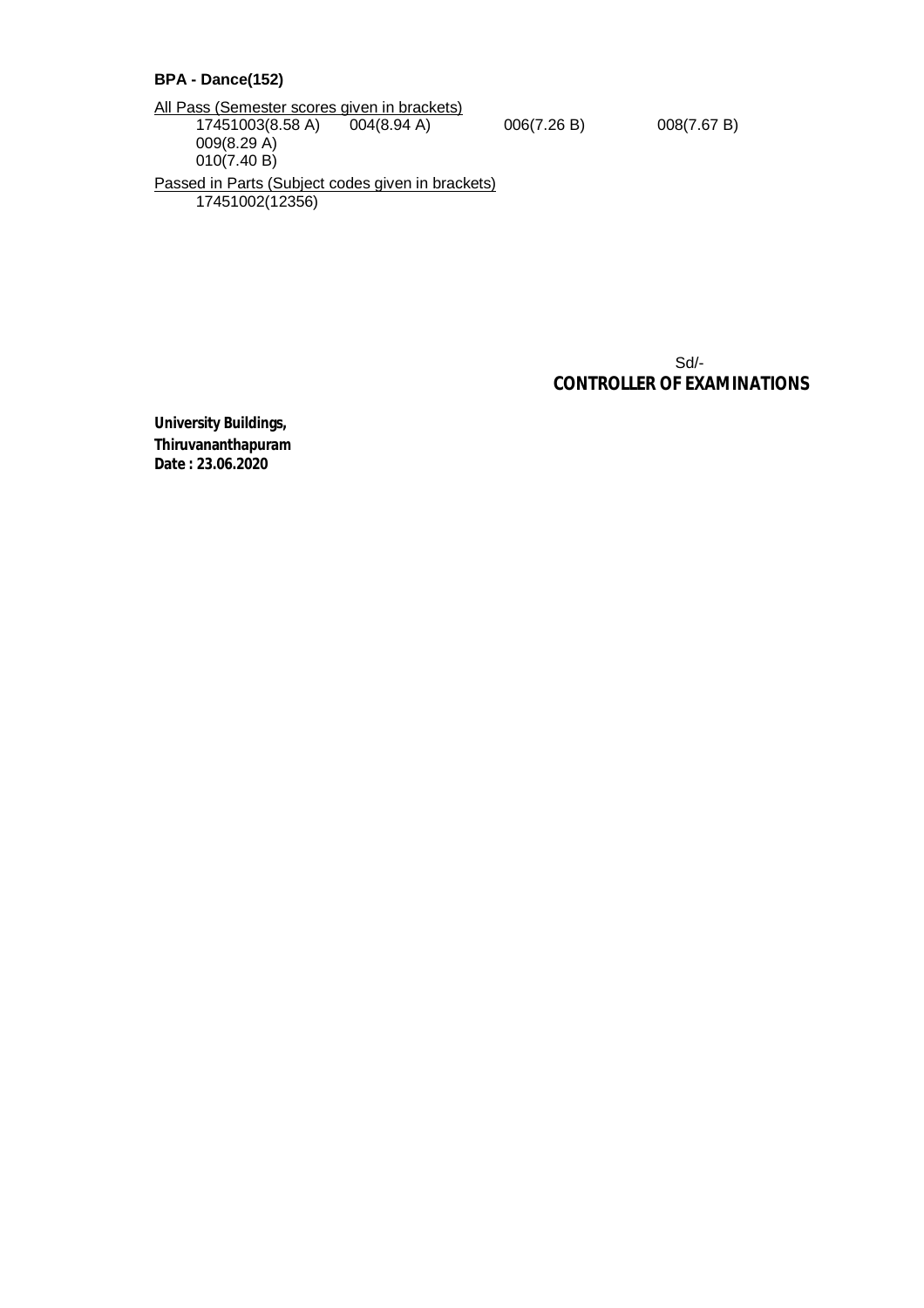**BPA - Dance(152)**

All Pass (Semester scores given in brackets)

17451003(8.58 A) 004(8.94 A) 006(7.26 B) 008(7.67 B)
009(8.29 A)
010(7.40 B)

Passed in Parts (Subject codes given in brackets)

17451002(12356)

Sd/-
**CONTROLLER OF EXAMINATIONS**

**University Buildings,**
**Thiruvananthapuram**
**Date : 23.06.2020**